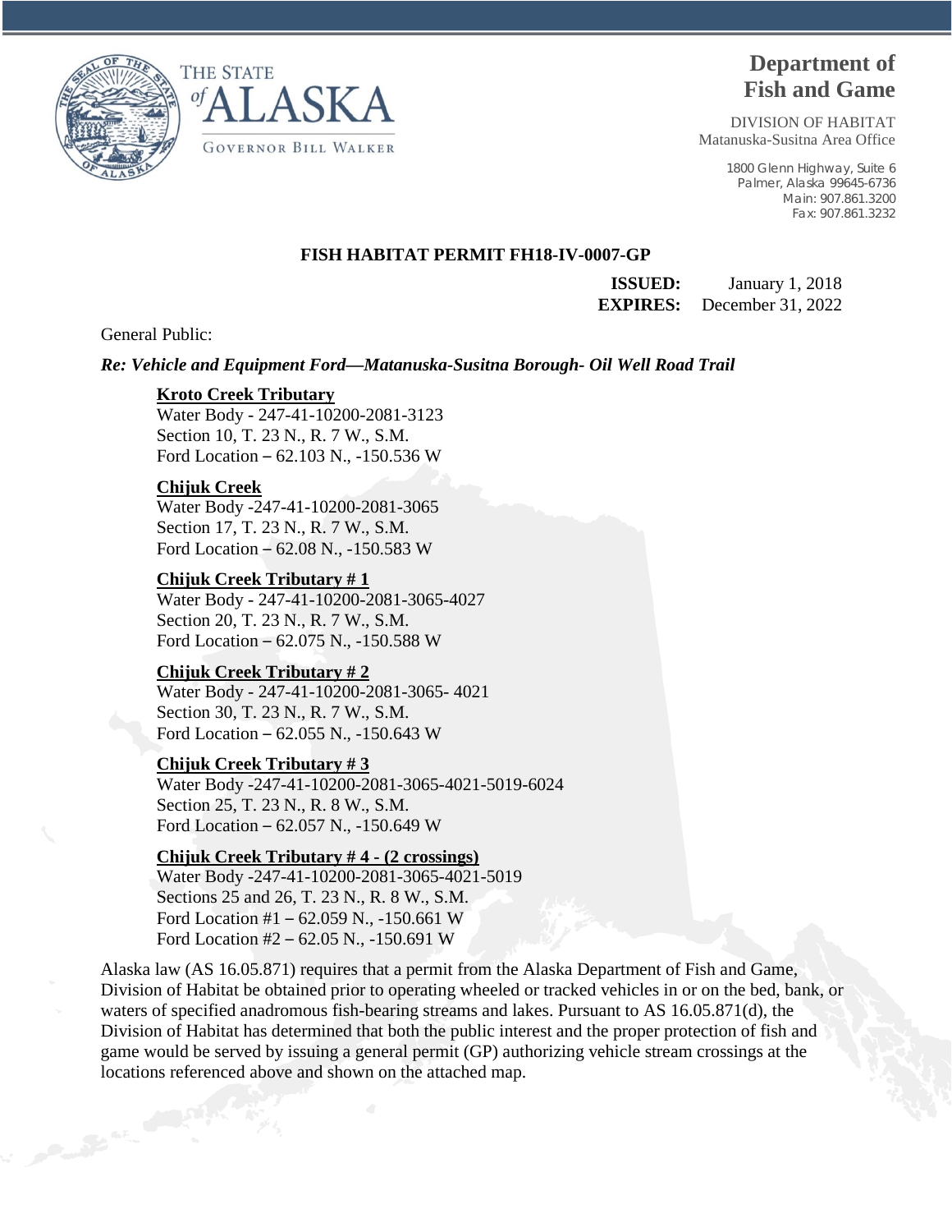THE STATE of ALASKA

GOVERNOR BILL WALKER

# Department of Fish and Game

DIVISION OF HABITAT
Matanuska-Susitna Area Office

1800 Glenn Highway, Suite 6
Palmer, Alaska 99645-6736
Main: 907.861.3200
Fax: 907.861.3232

## FISH HABITAT PERMIT FH18-IV-0007-GP

**ISSUED:** January 1, 2018
**EXPIRES:** December 31, 2022

General Public:

***Re: Vehicle and Equipment Ford—Matanuska-Susitna Borough- Oil Well Road Trail***

**Kroto Creek Tributary**
Water Body - 247-41-10200-2081-3123
Section 10, T. 23 N., R. 7 W., S.M.
Ford Location – 62.103 N., -150.536 W

**Chijuk Creek**
Water Body -247-41-10200-2081-3065
Section 17, T. 23 N., R. 7 W., S.M.
Ford Location – 62.08 N., -150.583 W

**Chijuk Creek Tributary # 1**
Water Body - 247-41-10200-2081-3065-4027
Section 20, T. 23 N., R. 7 W., S.M.
Ford Location – 62.075 N., -150.588 W

**Chijuk Creek Tributary # 2**
Water Body - 247-41-10200-2081-3065- 4021
Section 30, T. 23 N., R. 7 W., S.M.
Ford Location – 62.055 N., -150.643 W

**Chijuk Creek Tributary # 3**
Water Body -247-41-10200-2081-3065-4021-5019-6024
Section 25, T. 23 N., R. 8 W., S.M.
Ford Location – 62.057 N., -150.649 W

**Chijuk Creek Tributary # 4 - (2 crossings)**
Water Body -247-41-10200-2081-3065-4021-5019
Sections 25 and 26, T. 23 N., R. 8 W., S.M.
Ford Location #1 – 62.059 N., -150.661 W
Ford Location #2 – 62.05 N., -150.691 W

Alaska law (AS 16.05.871) requires that a permit from the Alaska Department of Fish and Game, Division of Habitat be obtained prior to operating wheeled or tracked vehicles in or on the bed, bank, or waters of specified anadromous fish-bearing streams and lakes. Pursuant to AS 16.05.871(d), the Division of Habitat has determined that both the public interest and the proper protection of fish and game would be served by issuing a general permit (GP) authorizing vehicle stream crossings at the locations referenced above and shown on the attached map.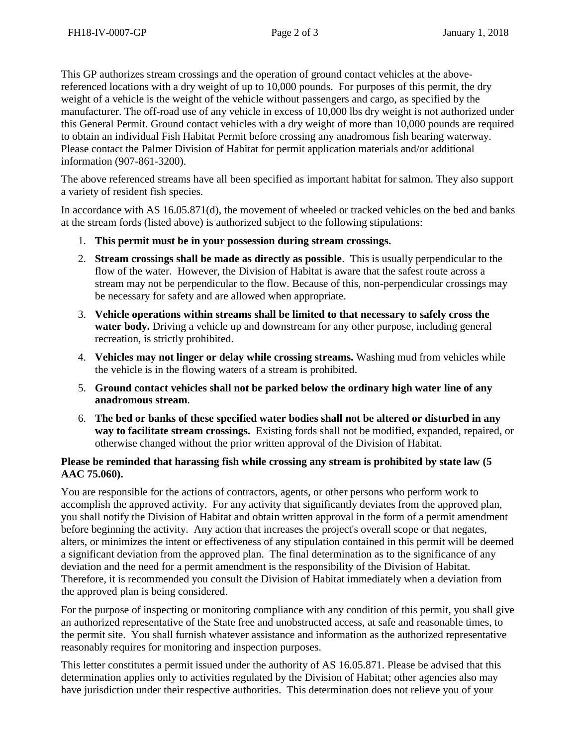This GP authorizes stream crossings and the operation of ground contact vehicles at the above-referenced locations with a dry weight of up to 10,000 pounds. For purposes of this permit, the dry weight of a vehicle is the weight of the vehicle without passengers and cargo, as specified by the manufacturer. The off-road use of any vehicle in excess of 10,000 lbs dry weight is not authorized under this General Permit. Ground contact vehicles with a dry weight of more than 10,000 pounds are required to obtain an individual Fish Habitat Permit before crossing any anadromous fish bearing waterway. Please contact the Palmer Division of Habitat for permit application materials and/or additional information (907-861-3200).

The above referenced streams have all been specified as important habitat for salmon. They also support a variety of resident fish species.

In accordance with AS 16.05.871(d), the movement of wheeled or tracked vehicles on the bed and banks at the stream fords (listed above) is authorized subject to the following stipulations:

1. **This permit must be in your possession during stream crossings.**
2. **Stream crossings shall be made as directly as possible**. This is usually perpendicular to the flow of the water. However, the Division of Habitat is aware that the safest route across a stream may not be perpendicular to the flow. Because of this, non-perpendicular crossings may be necessary for safety and are allowed when appropriate.
3. **Vehicle operations within streams shall be limited to that necessary to safely cross the water body.** Driving a vehicle up and downstream for any other purpose, including general recreation, is strictly prohibited.
4. **Vehicles may not linger or delay while crossing streams.** Washing mud from vehicles while the vehicle is in the flowing waters of a stream is prohibited.
5. **Ground contact vehicles shall not be parked below the ordinary high water line of any anadromous stream**.
6. **The bed or banks of these specified water bodies shall not be altered or disturbed in any way to facilitate stream crossings.** Existing fords shall not be modified, expanded, repaired, or otherwise changed without the prior written approval of the Division of Habitat.

**Please be reminded that harassing fish while crossing any stream is prohibited by state law (5 AAC 75.060).**

You are responsible for the actions of contractors, agents, or other persons who perform work to accomplish the approved activity. For any activity that significantly deviates from the approved plan, you shall notify the Division of Habitat and obtain written approval in the form of a permit amendment before beginning the activity. Any action that increases the project's overall scope or that negates, alters, or minimizes the intent or effectiveness of any stipulation contained in this permit will be deemed a significant deviation from the approved plan. The final determination as to the significance of any deviation and the need for a permit amendment is the responsibility of the Division of Habitat. Therefore, it is recommended you consult the Division of Habitat immediately when a deviation from the approved plan is being considered.

For the purpose of inspecting or monitoring compliance with any condition of this permit, you shall give an authorized representative of the State free and unobstructed access, at safe and reasonable times, to the permit site. You shall furnish whatever assistance and information as the authorized representative reasonably requires for monitoring and inspection purposes.

This letter constitutes a permit issued under the authority of AS 16.05.871. Please be advised that this determination applies only to activities regulated by the Division of Habitat; other agencies also may have jurisdiction under their respective authorities. This determination does not relieve you of your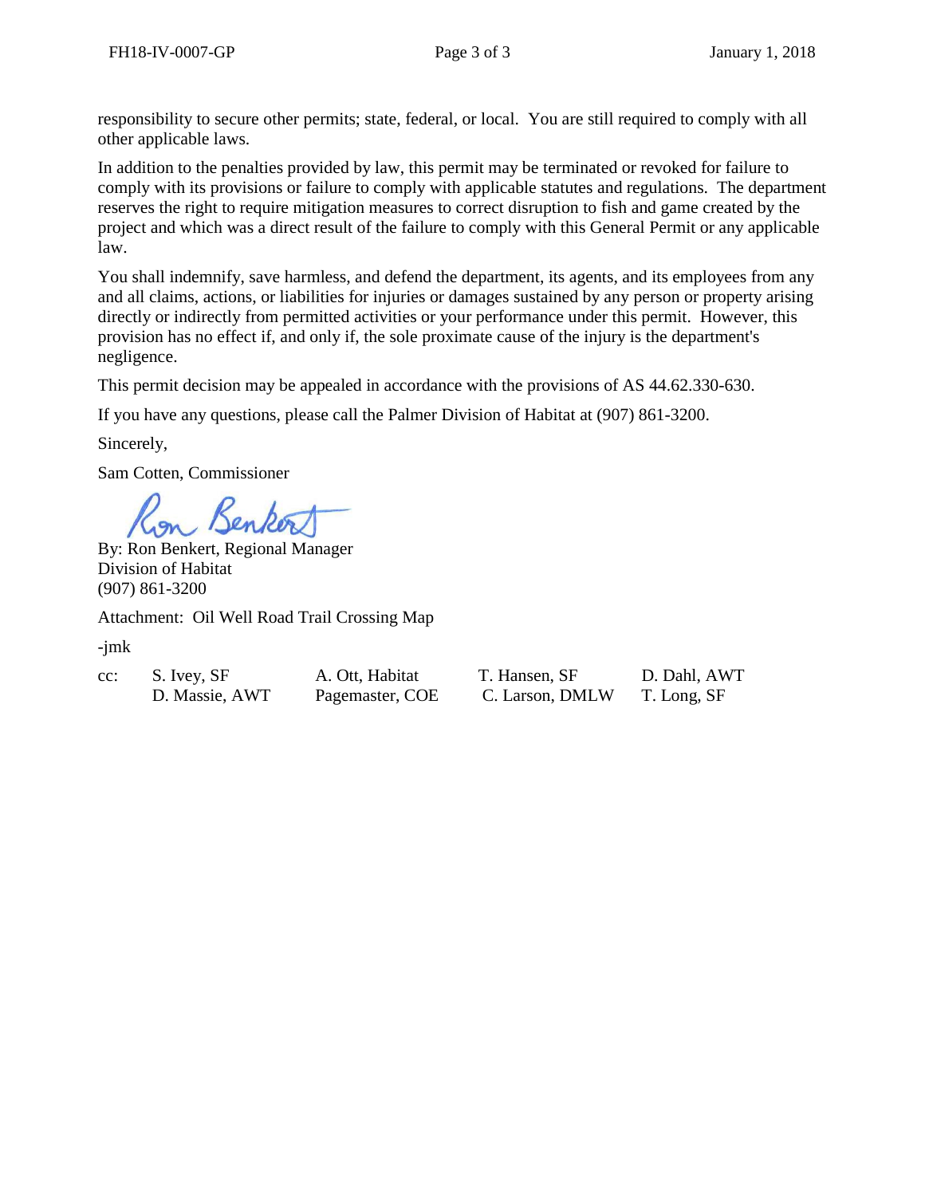responsibility to secure other permits; state, federal, or local. You are still required to comply with all other applicable laws.

In addition to the penalties provided by law, this permit may be terminated or revoked for failure to comply with its provisions or failure to comply with applicable statutes and regulations. The department reserves the right to require mitigation measures to correct disruption to fish and game created by the project and which was a direct result of the failure to comply with this General Permit or any applicable law.

You shall indemnify, save harmless, and defend the department, its agents, and its employees from any and all claims, actions, or liabilities for injuries or damages sustained by any person or property arising directly or indirectly from permitted activities or your performance under this permit. However, this provision has no effect if, and only if, the sole proximate cause of the injury is the department's negligence.

This permit decision may be appealed in accordance with the provisions of AS 44.62.330-630.

If you have any questions, please call the Palmer Division of Habitat at (907) 861-3200.

Sincerely,

Sam Cotten, Commissioner

By: Ron Benkert, Regional Manager
Division of Habitat
(907) 861-3200

Attachment: Oil Well Road Trail Crossing Map

-jmk

| cc: | S. Ivey, SF | A. Ott, Habitat | T. Hansen, SF | D. Dahl, AWT |
|---|---|---|---|---|
| | D. Massie, AWT | Pagemaster, COE | C. Larson, DMLW | T. Long, SF |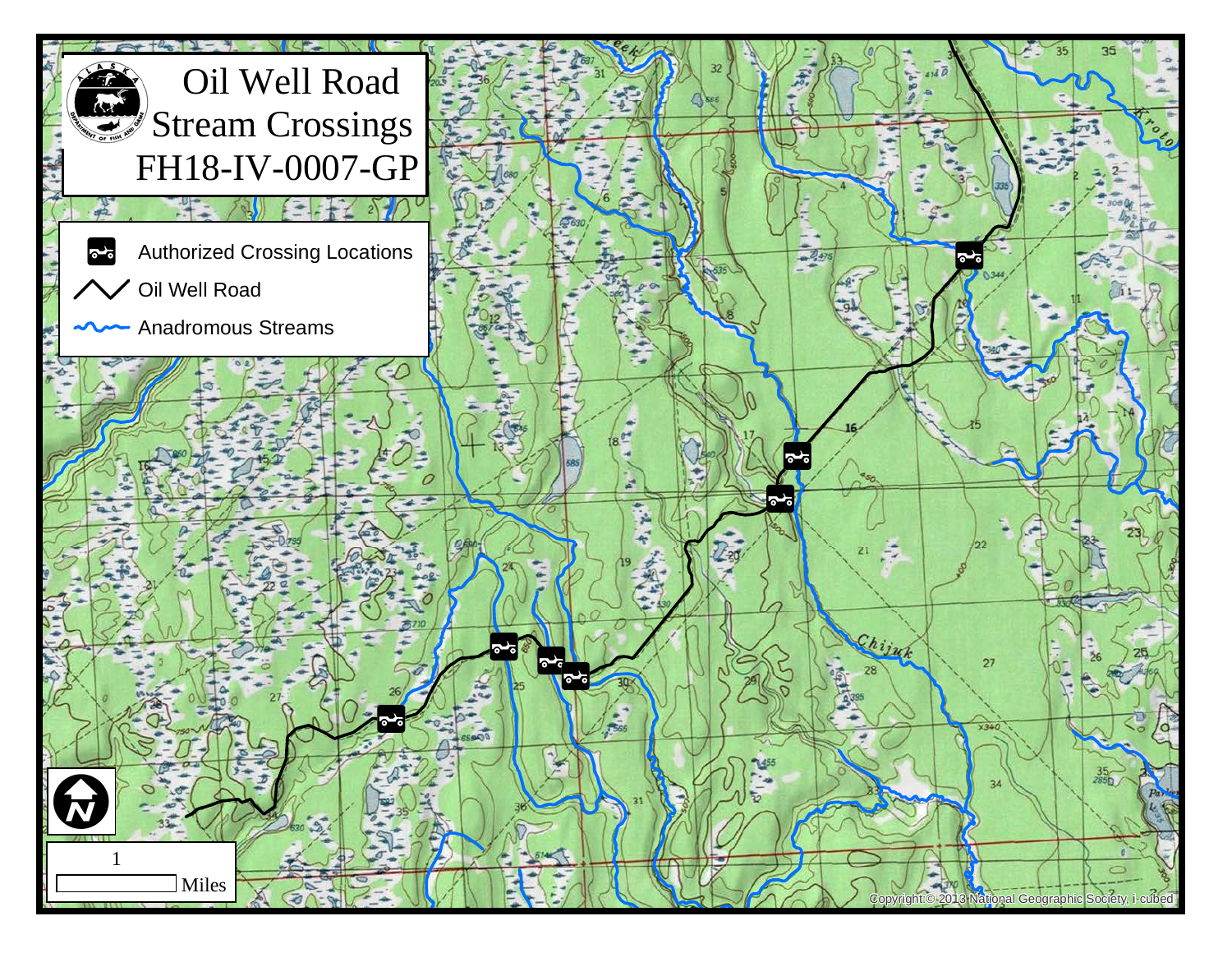# Oil Well Road Stream Crossings FH18-IV-0007-GP

Authorized Crossing Locations

Oil Well Road

Anadromous Streams

1

Miles

Copyright © 2013 National Geographic Society, i-cubed